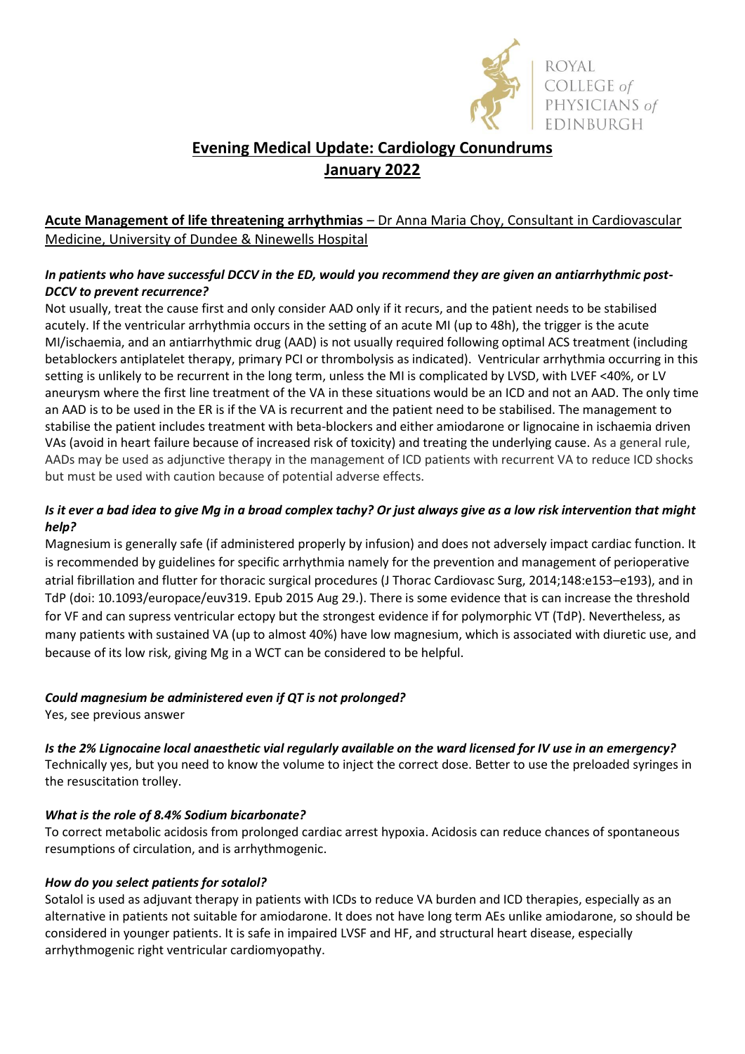ROYAL COLLEGE of PHYSICIANS of EDINBURGH

# Evening Medical Update: Cardiology Conundrums
# January 2022

## Acute Management of life threatening arrhythmias – Dr Anna Maria Choy, Consultant in Cardiovascular Medicine, University of Dundee & Ninewells Hospital

***In patients who have successful DCCV in the ED, would you recommend they are given an antiarrhythmic post-DCCV to prevent recurrence?***

Not usually, treat the cause first and only consider AAD only if it recurs, and the patient needs to be stabilised acutely. If the ventricular arrhythmia occurs in the setting of an acute MI (up to 48h), the trigger is the acute MI/ischaemia, and an antiarrhythmic drug (AAD) is not usually required following optimal ACS treatment (including betablockers antiplatelet therapy, primary PCI or thrombolysis as indicated). Ventricular arrhythmia occurring in this setting is unlikely to be recurrent in the long term, unless the MI is complicated by LVSD, with LVEF <40%, or LV aneurysm where the first line treatment of the VA in these situations would be an ICD and not an AAD. The only time an AAD is to be used in the ER is if the VA is recurrent and the patient need to be stabilised. The management to stabilise the patient includes treatment with beta-blockers and either amiodarone or lignocaine in ischaemia driven VAs (avoid in heart failure because of increased risk of toxicity) and treating the underlying cause. As a general rule, AADs may be used as adjunctive therapy in the management of ICD patients with recurrent VA to reduce ICD shocks but must be used with caution because of potential adverse effects.

***Is it ever a bad idea to give Mg in a broad complex tachy? Or just always give as a low risk intervention that might help?***

Magnesium is generally safe (if administered properly by infusion) and does not adversely impact cardiac function. It is recommended by guidelines for specific arrhythmia namely for the prevention and management of perioperative atrial fibrillation and flutter for thoracic surgical procedures (J Thorac Cardiovasc Surg, 2014;148:e153–e193), and in TdP (doi: 10.1093/europace/euv319. Epub 2015 Aug 29.). There is some evidence that is can increase the threshold for VF and can supress ventricular ectopy but the strongest evidence if for polymorphic VT (TdP). Nevertheless, as many patients with sustained VA (up to almost 40%) have low magnesium, which is associated with diuretic use, and because of its low risk, giving Mg in a WCT can be considered to be helpful.

***Could magnesium be administered even if QT is not prolonged?***

Yes, see previous answer

***Is the 2% Lignocaine local anaesthetic vial regularly available on the ward licensed for IV use in an emergency?***

Technically yes, but you need to know the volume to inject the correct dose. Better to use the preloaded syringes in the resuscitation trolley.

***What is the role of 8.4% Sodium bicarbonate?***

To correct metabolic acidosis from prolonged cardiac arrest hypoxia. Acidosis can reduce chances of spontaneous resumptions of circulation, and is arrhythmogenic.

***How do you select patients for sotalol?***

Sotalol is used as adjuvant therapy in patients with ICDs to reduce VA burden and ICD therapies, especially as an alternative in patients not suitable for amiodarone. It does not have long term AEs unlike amiodarone, so should be considered in younger patients. It is safe in impaired LVSF and HF, and structural heart disease, especially arrhythmogenic right ventricular cardiomyopathy.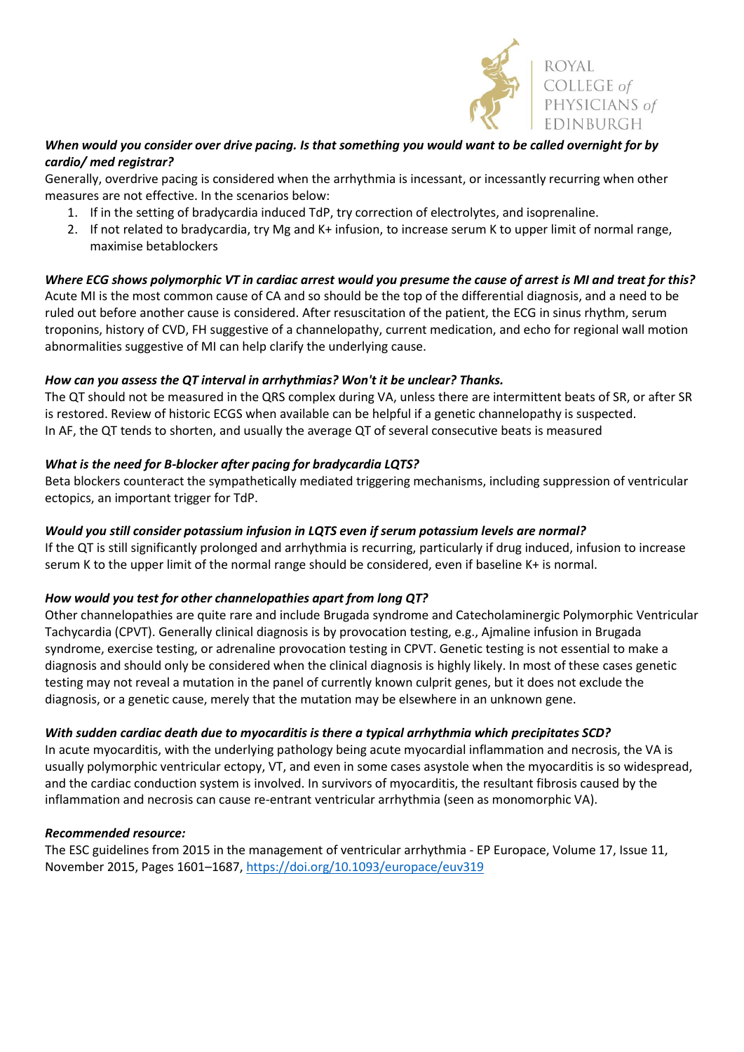***When would you consider over drive pacing. Is that something you would want to be called overnight for by cardio/ med registrar?***

Generally, overdrive pacing is considered when the arrhythmia is incessant, or incessantly recurring when other measures are not effective. In the scenarios below:

1. If in the setting of bradycardia induced TdP, try correction of electrolytes, and isoprenaline.
2. If not related to bradycardia, try Mg and K+ infusion, to increase serum K to upper limit of normal range, maximise betablockers

***Where ECG shows polymorphic VT in cardiac arrest would you presume the cause of arrest is MI and treat for this?***

Acute MI is the most common cause of CA and so should be the top of the differential diagnosis, and a need to be ruled out before another cause is considered. After resuscitation of the patient, the ECG in sinus rhythm, serum troponins, history of CVD, FH suggestive of a channelopathy, current medication, and echo for regional wall motion abnormalities suggestive of MI can help clarify the underlying cause.

***How can you assess the QT interval in arrhythmias? Won't it be unclear? Thanks.***

The QT should not be measured in the QRS complex during VA, unless there are intermittent beats of SR, or after SR is restored. Review of historic ECGS when available can be helpful if a genetic channelopathy is suspected. In AF, the QT tends to shorten, and usually the average QT of several consecutive beats is measured

***What is the need for B-blocker after pacing for bradycardia LQTS?***

Beta blockers counteract the sympathetically mediated triggering mechanisms, including suppression of ventricular ectopics, an important trigger for TdP.

***Would you still consider potassium infusion in LQTS even if serum potassium levels are normal?***

If the QT is still significantly prolonged and arrhythmia is recurring, particularly if drug induced, infusion to increase serum K to the upper limit of the normal range should be considered, even if baseline K+ is normal.

***How would you test for other channelopathies apart from long QT?***

Other channelopathies are quite rare and include Brugada syndrome and Catecholaminergic Polymorphic Ventricular Tachycardia (CPVT). Generally clinical diagnosis is by provocation testing, e.g., Ajmaline infusion in Brugada syndrome, exercise testing, or adrenaline provocation testing in CPVT. Genetic testing is not essential to make a diagnosis and should only be considered when the clinical diagnosis is highly likely. In most of these cases genetic testing may not reveal a mutation in the panel of currently known culprit genes, but it does not exclude the diagnosis, or a genetic cause, merely that the mutation may be elsewhere in an unknown gene.

***With sudden cardiac death due to myocarditis is there a typical arrhythmia which precipitates SCD?***

In acute myocarditis, with the underlying pathology being acute myocardial inflammation and necrosis, the VA is usually polymorphic ventricular ectopy, VT, and even in some cases asystole when the myocarditis is so widespread, and the cardiac conduction system is involved. In survivors of myocarditis, the resultant fibrosis caused by the inflammation and necrosis can cause re-entrant ventricular arrhythmia (seen as monomorphic VA).

***Recommended resource:***

The ESC guidelines from 2015 in the management of ventricular arrhythmia - EP Europace, Volume 17, Issue 11, November 2015, Pages 1601–1687, [https://doi.org/10.1093/europace/euv319](https://doi.org/10.1093/europace/euv319)